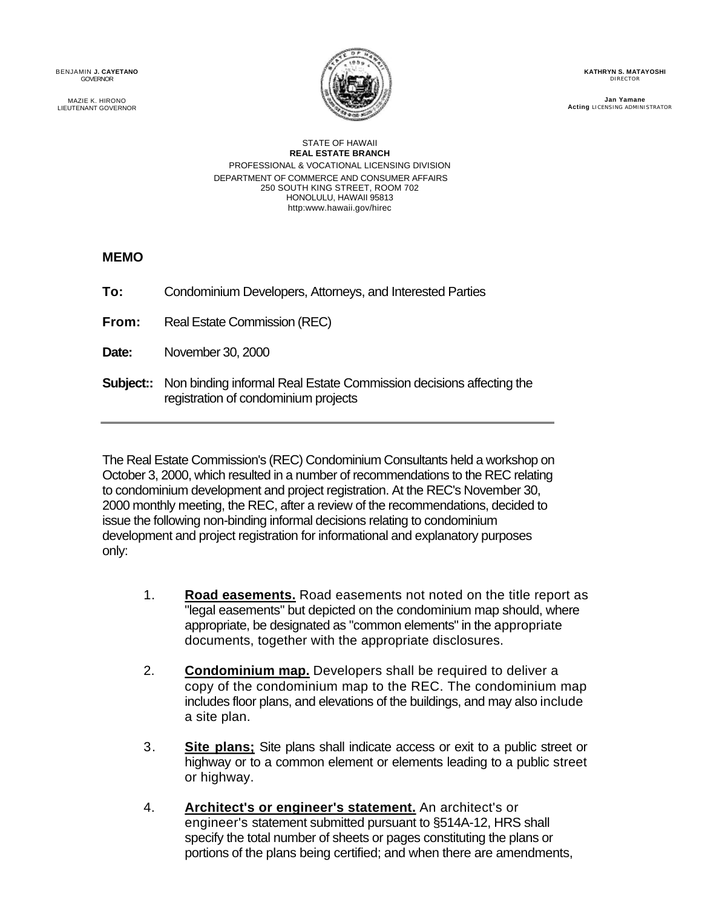BENJAMIN **J. CAYETANO**
GOVERNOR

MAZIE K. HIRONO
LIEUTENANT GOVERNOR

**KATHRYN S. MATAYOSHI**
DIRECTOR

**Jan Yamane**
**Acting** LICENSING ADMINISTRATOR

STATE OF HAWAII
**REAL ESTATE BRANCH**
PROFESSIONAL & VOCATIONAL LICENSING DIVISION
DEPARTMENT OF COMMERCE AND CONSUMER AFFAIRS
250 SOUTH KING STREET, ROOM 702
HONOLULU, HAWAII 95813
http:www.hawaii.gov/hirec

## MEMO

**To:** Condominium Developers, Attorneys, and Interested Parties

**From:** Real Estate Commission (REC)

**Date:** November 30, 2000

**Subject::** Non binding informal Real Estate Commission decisions affecting the registration of condominium projects

---

The Real Estate Commission's (REC) Condominium Consultants held a workshop on October 3, 2000, which resulted in a number of recommendations to the REC relating to condominium development and project registration. At the REC's November 30, 2000 monthly meeting, the REC, after a review of the recommendations, decided to issue the following non-binding informal decisions relating to condominium development and project registration for informational and explanatory purposes only:

1. **Road easements.** Road easements not noted on the title report as "legal easements" but depicted on the condominium map should, where appropriate, be designated as "common elements" in the appropriate documents, together with the appropriate disclosures.

2. **Condominium map.** Developers shall be required to deliver a copy of the condominium map to the REC. The condominium map includes floor plans, and elevations of the buildings, and may also include a site plan.

3. **Site plans;** Site plans shall indicate access or exit to a public street or highway or to a common element or elements leading to a public street or highway.

4. **Architect's or engineer's statement.** An architect's or engineer's statement submitted pursuant to §514A-12, HRS shall specify the total number of sheets or pages constituting the plans or portions of the plans being certified; and when there are amendments,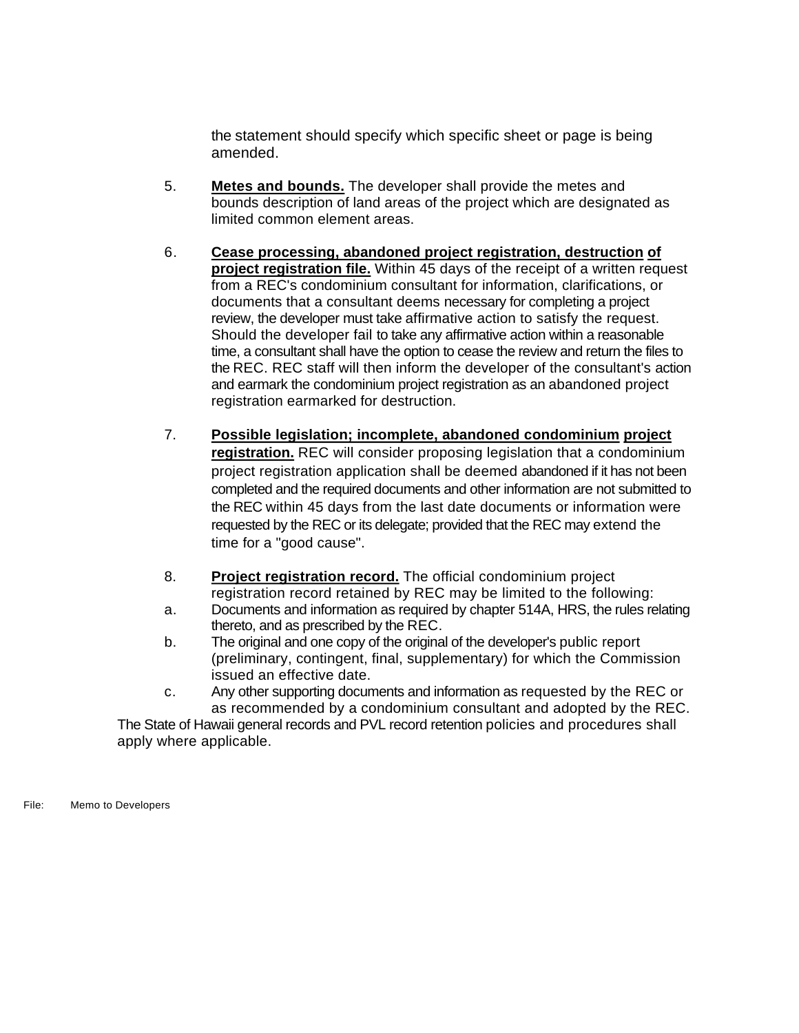the statement should specify which specific sheet or page is being amended.

5. **Metes and bounds.** The developer shall provide the metes and bounds description of land areas of the project which are designated as limited common element areas.

6. **Cease processing, abandoned project registration, destruction of project registration file.** Within 45 days of the receipt of a written request from a REC's condominium consultant for information, clarifications, or documents that a consultant deems necessary for completing a project review, the developer must take affirmative action to satisfy the request. Should the developer fail to take any affirmative action within a reasonable time, a consultant shall have the option to cease the review and return the files to the REC. REC staff will then inform the developer of the consultant's action and earmark the condominium project registration as an abandoned project registration earmarked for destruction.

7. **Possible legislation; incomplete, abandoned condominium project registration.** REC will consider proposing legislation that a condominium project registration application shall be deemed abandoned if it has not been completed and the required documents and other information are not submitted to the REC within 45 days from the last date documents or information were requested by the REC or its delegate; provided that the REC may extend the time for a "good cause".

8. **Project registration record.** The official condominium project registration record retained by REC may be limited to the following:
   a. Documents and information as required by chapter 514A, HRS, the rules relating thereto, and as prescribed by the REC.
   b. The original and one copy of the original of the developer's public report (preliminary, contingent, final, supplementary) for which the Commission issued an effective date.
   c. Any other supporting documents and information as requested by the REC or as recommended by a condominium consultant and adopted by the REC.

The State of Hawaii general records and PVL record retention policies and procedures shall apply where applicable.

File: Memo to Developers